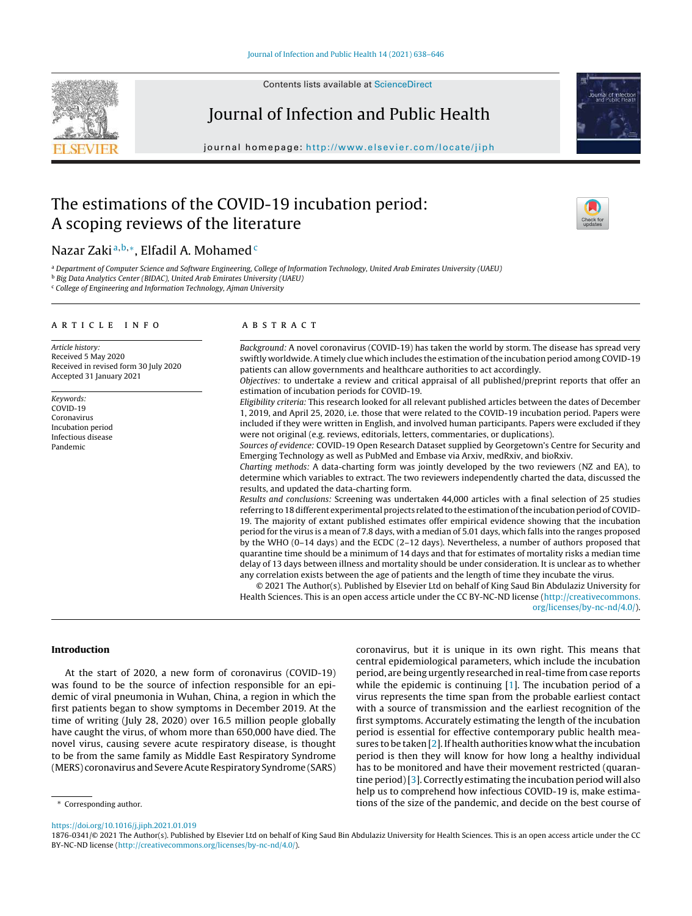# The estimations of the COVID-19 incubation period: A scoping reviews of the literature

Nazar Zaki[a,b,*], Elfadil A. Mohamed[c]

[a] Department of Computer Science and Software Engineering, College of Information Technology, United Arab Emirates University (UAEU)
[b] Big Data Analytics Center (BIDAC), United Arab Emirates University (UAEU)
[c] College of Engineering and Information Technology, Ajman University

## ARTICLE INFO

*Article history:*
Received 5 May 2020
Received in revised form 30 July 2020
Accepted 31 January 2021

*Keywords:*
COVID-19
Coronavirus
Incubation period
Infectious disease
Pandemic

## ABSTRACT

*Background:* A novel coronavirus (COVID-19) has taken the world by storm. The disease has spread very swiftly worldwide. A timely clue which includes the estimation of the incubation period among COVID-19 patients can allow governments and healthcare authorities to act accordingly.

*Objectives:* to undertake a review and critical appraisal of all published/preprint reports that offer an estimation of incubation periods for COVID-19.

*Eligibility criteria:* This research looked for all relevant published articles between the dates of December 1, 2019, and April 25, 2020, i.e. those that were related to the COVID-19 incubation period. Papers were included if they were written in English, and involved human participants. Papers were excluded if they were not original (e.g. reviews, editorials, letters, commentaries, or duplications).

*Sources of evidence:* COVID-19 Open Research Dataset supplied by Georgetown's Centre for Security and Emerging Technology as well as PubMed and Embase via Arxiv, medRxiv, and bioRxiv.

*Charting methods:* A data-charting form was jointly developed by the two reviewers (NZ and EA), to determine which variables to extract. The two reviewers independently charted the data, discussed the results, and updated the data-charting form.

*Results and conclusions:* Screening was undertaken 44,000 articles with a final selection of 25 studies referring to 18 different experimental projects related to the estimation of the incubation period of COVID-19. The majority of extant published estimates offer empirical evidence showing that the incubation period for the virus is a mean of 7.8 days, with a median of 5.01 days, which falls into the ranges proposed by the WHO (0–14 days) and the ECDC (2–12 days). Nevertheless, a number of authors proposed that quarantine time should be a minimum of 14 days and that for estimates of mortality risks a median time delay of 13 days between illness and mortality should be under consideration. It is unclear as to whether any correlation exists between the age of patients and the length of time they incubate the virus.

© 2021 The Author(s). Published by Elsevier Ltd on behalf of King Saud Bin Abdulaziz University for Health Sciences. This is an open access article under the CC BY-NC-ND license (http://creativecommons.org/licenses/by-nc-nd/4.0/).

## Introduction

At the start of 2020, a new form of coronavirus (COVID-19) was found to be the source of infection responsible for an epidemic of viral pneumonia in Wuhan, China, a region in which the first patients began to show symptoms in December 2019. At the time of writing (July 28, 2020) over 16.5 million people globally have caught the virus, of whom more than 650,000 have died. The novel virus, causing severe acute respiratory disease, is thought to be from the same family as Middle East Respiratory Syndrome (MERS) coronavirus and Severe Acute Respiratory Syndrome (SARS) coronavirus, but it is unique in its own right. This means that central epidemiological parameters, which include the incubation period, are being urgently researched in real-time from case reports while the epidemic is continuing [1]. The incubation period of a virus represents the time span from the probable earliest contact with a source of transmission and the earliest recognition of the first symptoms. Accurately estimating the length of the incubation period is essential for effective contemporary public health measures to be taken [2]. If health authorities know what the incubation period is then they will know for how long a healthy individual has to be monitored and have their movement restricted (quarantine period) [3]. Correctly estimating the incubation period will also help us to comprehend how infectious COVID-19 is, make estimations of the size of the pandemic, and decide on the best course of

* Corresponding author.

https://doi.org/10.1016/j.jiph.2021.01.019
1876-0341/© 2021 The Author(s). Published by Elsevier Ltd on behalf of King Saud Bin Abdulaziz University for Health Sciences. This is an open access article under the CC BY-NC-ND license (http://creativecommons.org/licenses/by-nc-nd/4.0/).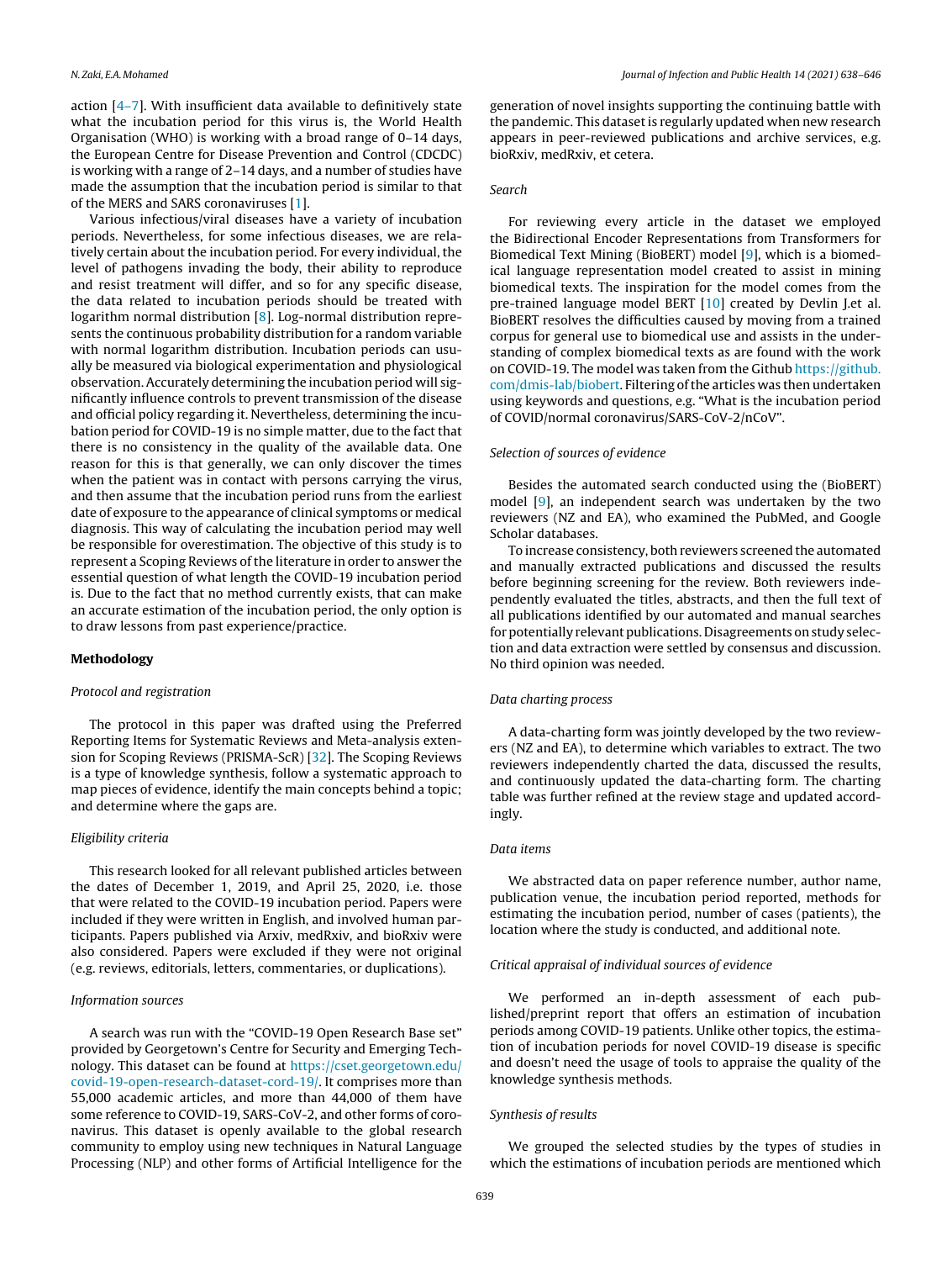action [4–7]. With insufficient data available to definitively state what the incubation period for this virus is, the World Health Organisation (WHO) is working with a broad range of 0–14 days, the European Centre for Disease Prevention and Control (CDCDC) is working with a range of 2–14 days, and a number of studies have made the assumption that the incubation period is similar to that of the MERS and SARS coronaviruses [1].

Various infectious/viral diseases have a variety of incubation periods. Nevertheless, for some infectious diseases, we are relatively certain about the incubation period. For every individual, the level of pathogens invading the body, their ability to reproduce and resist treatment will differ, and so for any specific disease, the data related to incubation periods should be treated with logarithm normal distribution [8]. Log-normal distribution represents the continuous probability distribution for a random variable with normal logarithm distribution. Incubation periods can usually be measured via biological experimentation and physiological observation. Accurately determining the incubation period will significantly influence controls to prevent transmission of the disease and official policy regarding it. Nevertheless, determining the incubation period for COVID-19 is no simple matter, due to the fact that there is no consistency in the quality of the available data. One reason for this is that generally, we can only discover the times when the patient was in contact with persons carrying the virus, and then assume that the incubation period runs from the earliest date of exposure to the appearance of clinical symptoms or medical diagnosis. This way of calculating the incubation period may well be responsible for overestimation. The objective of this study is to represent a Scoping Reviews of the literature in order to answer the essential question of what length the COVID-19 incubation period is. Due to the fact that no method currently exists, that can make an accurate estimation of the incubation period, the only option is to draw lessons from past experience/practice.

## Methodology

### *Protocol and registration*

The protocol in this paper was drafted using the Preferred Reporting Items for Systematic Reviews and Meta-analysis extension for Scoping Reviews (PRISMA-ScR) [32]. The Scoping Reviews is a type of knowledge synthesis, follow a systematic approach to map pieces of evidence, identify the main concepts behind a topic; and determine where the gaps are.

### *Eligibility criteria*

This research looked for all relevant published articles between the dates of December 1, 2019, and April 25, 2020, i.e. those that were related to the COVID-19 incubation period. Papers were included if they were written in English, and involved human participants. Papers published via Arxiv, medRxiv, and bioRxiv were also considered. Papers were excluded if they were not original (e.g. reviews, editorials, letters, commentaries, or duplications).

### *Information sources*

A search was run with the “COVID-19 Open Research Base set” provided by Georgetown’s Centre for Security and Emerging Technology. This dataset can be found at https://cset.georgetown.edu/covid-19-open-research-dataset-cord-19/. It comprises more than 55,000 academic articles, and more than 44,000 of them have some reference to COVID-19, SARS-CoV-2, and other forms of coronavirus. This dataset is openly available to the global research community to employ using new techniques in Natural Language Processing (NLP) and other forms of Artificial Intelligence for the generation of novel insights supporting the continuing battle with the pandemic. This dataset is regularly updated when new research appears in peer-reviewed publications and archive services, e.g. bioRxiv, medRxiv, et cetera.

### *Search*

For reviewing every article in the dataset we employed the Bidirectional Encoder Representations from Transformers for Biomedical Text Mining (BioBERT) model [9], which is a biomedical language representation model created to assist in mining biomedical texts. The inspiration for the model comes from the pre-trained language model BERT [10] created by Devlin J.et al. BioBERT resolves the difficulties caused by moving from a trained corpus for general use to biomedical use and assists in the understanding of complex biomedical texts as are found with the work on COVID-19. The model was taken from the Github https://github.com/dmis-lab/biobert. Filtering of the articles was then undertaken using keywords and questions, e.g. “What is the incubation period of COVID/normal coronavirus/SARS-CoV-2/nCoV”.

### *Selection of sources of evidence*

Besides the automated search conducted using the (BioBERT) model [9], an independent search was undertaken by the two reviewers (NZ and EA), who examined the PubMed, and Google Scholar databases.

To increase consistency, both reviewers screened the automated and manually extracted publications and discussed the results before beginning screening for the review. Both reviewers independently evaluated the titles, abstracts, and then the full text of all publications identified by our automated and manual searches for potentially relevant publications. Disagreements on study selection and data extraction were settled by consensus and discussion. No third opinion was needed.

### *Data charting process*

A data-charting form was jointly developed by the two reviewers (NZ and EA), to determine which variables to extract. The two reviewers independently charted the data, discussed the results, and continuously updated the data-charting form. The charting table was further refined at the review stage and updated accordingly.

### *Data items*

We abstracted data on paper reference number, author name, publication venue, the incubation period reported, methods for estimating the incubation period, number of cases (patients), the location where the study is conducted, and additional note.

### *Critical appraisal of individual sources of evidence*

We performed an in-depth assessment of each published/preprint report that offers an estimation of incubation periods among COVID-19 patients. Unlike other topics, the estimation of incubation periods for novel COVID-19 disease is specific and doesn’t need the usage of tools to appraise the quality of the knowledge synthesis methods.

### *Synthesis of results*

We grouped the selected studies by the types of studies in which the estimations of incubation periods are mentioned which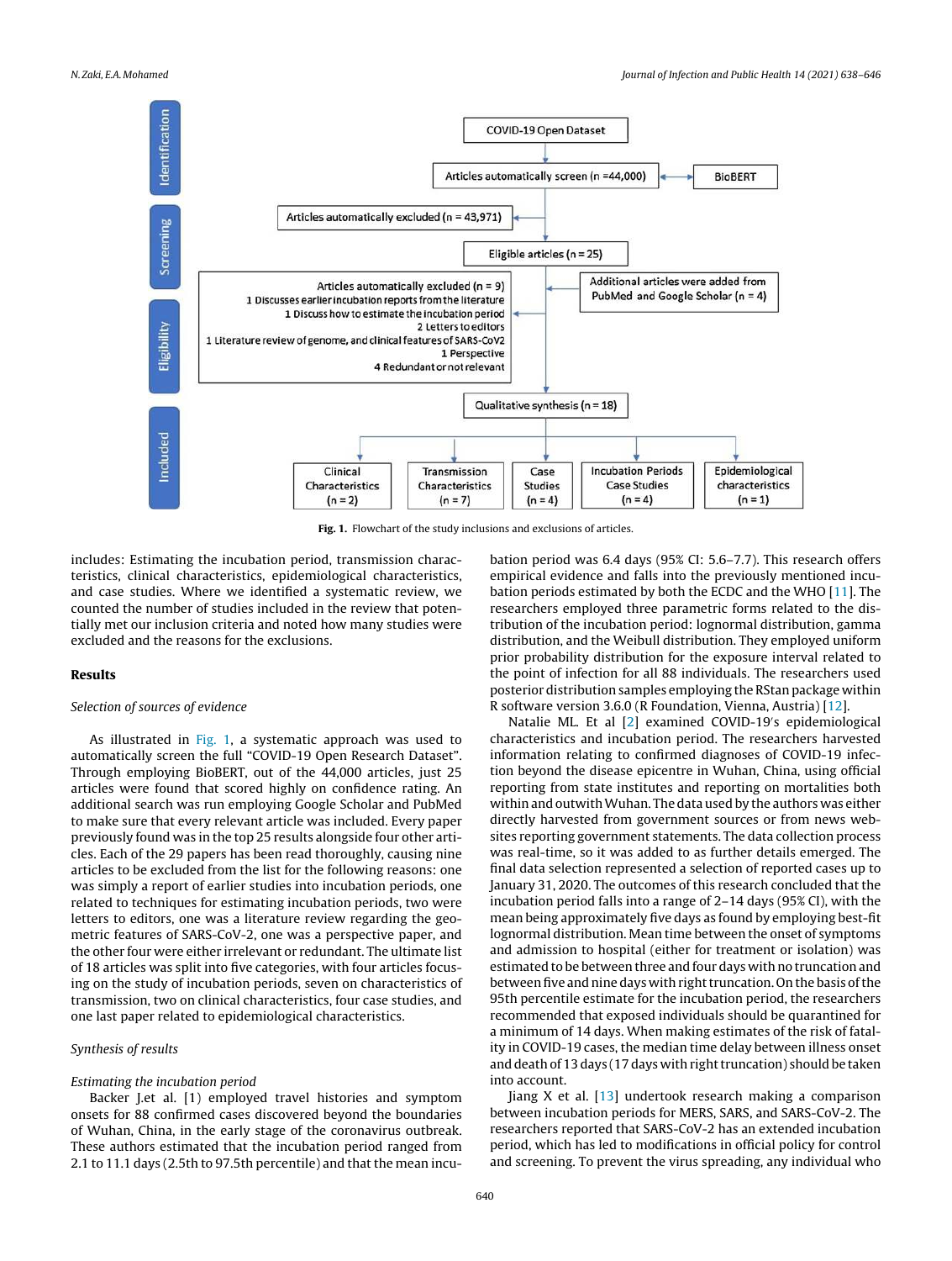Fig. 1. Flowchart of the study inclusions and exclusions of articles.

includes: Estimating the incubation period, transmission characteristics, clinical characteristics, epidemiological characteristics, and case studies. Where we identified a systematic review, we counted the number of studies included in the review that potentially met our inclusion criteria and noted how many studies were excluded and the reasons for the exclusions.

## Results

### *Selection of sources of evidence*

As illustrated in Fig. 1, a systematic approach was used to automatically screen the full "COVID-19 Open Research Dataset". Through employing BioBERT, out of the 44,000 articles, just 25 articles were found that scored highly on confidence rating. An additional search was run employing Google Scholar and PubMed to make sure that every relevant article was included. Every paper previously found was in the top 25 results alongside four other articles. Each of the 29 papers has been read thoroughly, causing nine articles to be excluded from the list for the following reasons: one was simply a report of earlier studies into incubation periods, one related to techniques for estimating incubation periods, two were letters to editors, one was a literature review regarding the geometric features of SARS-CoV-2, one was a perspective paper, and the other four were either irrelevant or redundant. The ultimate list of 18 articles was split into five categories, with four articles focusing on the study of incubation periods, seven on characteristics of transmission, two on clinical characteristics, four case studies, and one last paper related to epidemiological characteristics.

### *Synthesis of results*

*Estimating the incubation period*

Backer J.et al. (1) employed travel histories and symptom onsets for 88 confirmed cases discovered beyond the boundaries of Wuhan, China, in the early stage of the coronavirus outbreak. These authors estimated that the incubation period ranged from 2.1 to 11.1 days (2.5th to 97.5th percentile) and that the mean incubation period was 6.4 days (95% CI: 5.6–7.7). This research offers empirical evidence and falls into the previously mentioned incubation periods estimated by both the ECDC and the WHO [11]. The researchers employed three parametric forms related to the distribution of the incubation period: lognormal distribution, gamma distribution, and the Weibull distribution. They employed uniform prior probability distribution for the exposure interval related to the point of infection for all 88 individuals. The researchers used posterior distribution samples employing the RStan package within R software version 3.6.0 (R Foundation, Vienna, Austria) [12].

Natalie ML. Et al [2] examined COVID-19′s epidemiological characteristics and incubation period. The researchers harvested information relating to confirmed diagnoses of COVID-19 infection beyond the disease epicentre in Wuhan, China, using official reporting from state institutes and reporting on mortalities both within and outwith Wuhan. The data used by the authors was either directly harvested from government sources or from news websites reporting government statements. The data collection process was real-time, so it was added to as further details emerged. The final data selection represented a selection of reported cases up to January 31, 2020. The outcomes of this research concluded that the incubation period falls into a range of 2–14 days (95% CI), with the mean being approximately five days as found by employing best-fit lognormal distribution. Mean time between the onset of symptoms and admission to hospital (either for treatment or isolation) was estimated to be between three and four days with no truncation and between five and nine days with right truncation. On the basis of the 95th percentile estimate for the incubation period, the researchers recommended that exposed individuals should be quarantined for a minimum of 14 days. When making estimates of the risk of fatality in COVID-19 cases, the median time delay between illness onset and death of 13 days (17 days with right truncation) should be taken into account.

Jiang X et al. [13] undertook research making a comparison between incubation periods for MERS, SARS, and SARS-CoV-2. The researchers reported that SARS-CoV-2 has an extended incubation period, which has led to modifications in official policy for control and screening. To prevent the virus spreading, any individual who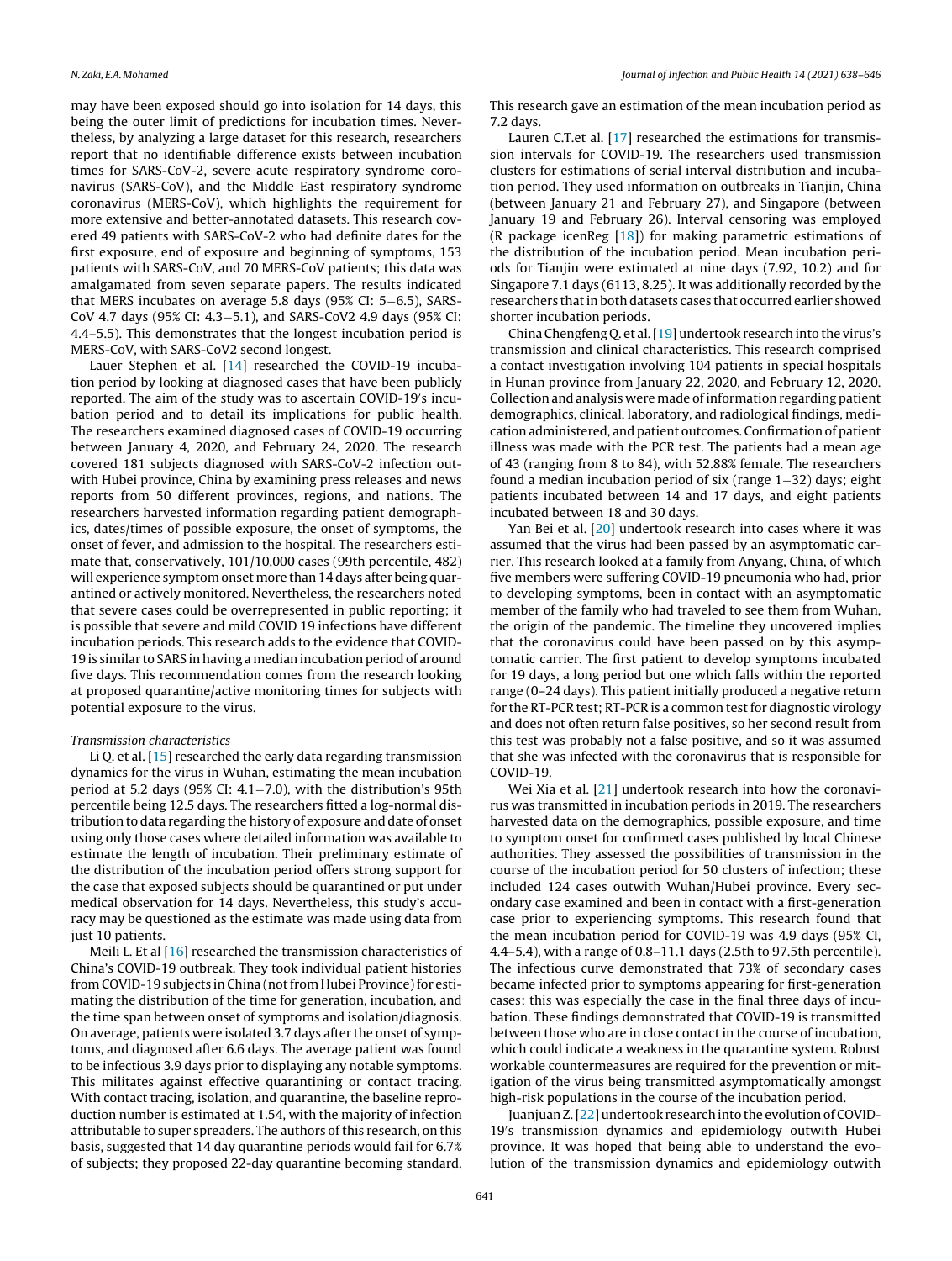may have been exposed should go into isolation for 14 days, this being the outer limit of predictions for incubation times. Nevertheless, by analyzing a large dataset for this research, researchers report that no identifiable difference exists between incubation times for SARS-CoV-2, severe acute respiratory syndrome coronavirus (SARS-CoV), and the Middle East respiratory syndrome coronavirus (MERS-CoV), which highlights the requirement for more extensive and better-annotated datasets. This research covered 49 patients with SARS-CoV-2 who had definite dates for the first exposure, end of exposure and beginning of symptoms, 153 patients with SARS-CoV, and 70 MERS-CoV patients; this data was amalgamated from seven separate papers. The results indicated that MERS incubates on average 5.8 days (95% CI: 5–6.5), SARS-CoV 4.7 days (95% CI: 4.3–5.1), and SARS-CoV2 4.9 days (95% CI: 4.4–5.5). This demonstrates that the longest incubation period is MERS-CoV, with SARS-CoV2 second longest.

Lauer Stephen et al. [14] researched the COVID-19 incubation period by looking at diagnosed cases that have been publicly reported. The aim of the study was to ascertain COVID-19′s incubation period and to detail its implications for public health. The researchers examined diagnosed cases of COVID-19 occurring between January 4, 2020, and February 24, 2020. The research covered 181 subjects diagnosed with SARS-CoV-2 infection outwith Hubei province, China by examining press releases and news reports from 50 different provinces, regions, and nations. The researchers harvested information regarding patient demographics, dates/times of possible exposure, the onset of symptoms, the onset of fever, and admission to the hospital. The researchers estimate that, conservatively, 101/10,000 cases (99th percentile, 482) will experience symptom onset more than 14 days after being quarantined or actively monitored. Nevertheless, the researchers noted that severe cases could be overrepresented in public reporting; it is possible that severe and mild COVID 19 infections have different incubation periods. This research adds to the evidence that COVID-19 is similar to SARS in having a median incubation period of around five days. This recommendation comes from the research looking at proposed quarantine/active monitoring times for subjects with potential exposure to the virus.

*Transmission characteristics*

Li Q. et al. [15] researched the early data regarding transmission dynamics for the virus in Wuhan, estimating the mean incubation period at 5.2 days (95% CI: 4.1–7.0), with the distribution's 95th percentile being 12.5 days. The researchers fitted a log-normal distribution to data regarding the history of exposure and date of onset using only those cases where detailed information was available to estimate the length of incubation. Their preliminary estimate of the distribution of the incubation period offers strong support for the case that exposed subjects should be quarantined or put under medical observation for 14 days. Nevertheless, this study's accuracy may be questioned as the estimate was made using data from just 10 patients.

Meili L. Et al [16] researched the transmission characteristics of China's COVID-19 outbreak. They took individual patient histories from COVID-19 subjects in China (not from Hubei Province) for estimating the distribution of the time for generation, incubation, and the time span between onset of symptoms and isolation/diagnosis. On average, patients were isolated 3.7 days after the onset of symptoms, and diagnosed after 6.6 days. The average patient was found to be infectious 3.9 days prior to displaying any notable symptoms. This militates against effective quarantining or contact tracing. With contact tracing, isolation, and quarantine, the baseline reproduction number is estimated at 1.54, with the majority of infection attributable to super spreaders. The authors of this research, on this basis, suggested that 14 day quarantine periods would fail for 6.7% of subjects; they proposed 22-day quarantine becoming standard. This research gave an estimation of the mean incubation period as 7.2 days.

Lauren C.T.et al. [17] researched the estimations for transmission intervals for COVID-19. The researchers used transmission clusters for estimations of serial interval distribution and incubation period. They used information on outbreaks in Tianjin, China (between January 21 and February 27), and Singapore (between January 19 and February 26). Interval censoring was employed (R package icenReg [18]) for making parametric estimations of the distribution of the incubation period. Mean incubation periods for Tianjin were estimated at nine days (7.92, 10.2) and for Singapore 7.1 days (6113, 8.25). It was additionally recorded by the researchers that in both datasets cases that occurred earlier showed shorter incubation periods.

China Chengfeng Q. et al. [19] undertook research into the virus's transmission and clinical characteristics. This research comprised a contact investigation involving 104 patients in special hospitals in Hunan province from January 22, 2020, and February 12, 2020. Collection and analysis were made of information regarding patient demographics, clinical, laboratory, and radiological findings, medication administered, and patient outcomes. Confirmation of patient illness was made with the PCR test. The patients had a mean age of 43 (ranging from 8 to 84), with 52.88% female. The researchers found a median incubation period of six (range 1–32) days; eight patients incubated between 14 and 17 days, and eight patients incubated between 18 and 30 days.

Yan Bei et al. [20] undertook research into cases where it was assumed that the virus had been passed by an asymptomatic carrier. This research looked at a family from Anyang, China, of which five members were suffering COVID-19 pneumonia who had, prior to developing symptoms, been in contact with an asymptomatic member of the family who had traveled to see them from Wuhan, the origin of the pandemic. The timeline they uncovered implies that the coronavirus could have been passed on by this asymptomatic carrier. The first patient to develop symptoms incubated for 19 days, a long period but one which falls within the reported range (0–24 days). This patient initially produced a negative return for the RT-PCR test; RT-PCR is a common test for diagnostic virology and does not often return false positives, so her second result from this test was probably not a false positive, and so it was assumed that she was infected with the coronavirus that is responsible for COVID-19.

Wei Xia et al. [21] undertook research into how the coronavirus was transmitted in incubation periods in 2019. The researchers harvested data on the demographics, possible exposure, and time to symptom onset for confirmed cases published by local Chinese authorities. They assessed the possibilities of transmission in the course of the incubation period for 50 clusters of infection; these included 124 cases outwith Wuhan/Hubei province. Every secondary case examined and been in contact with a first-generation case prior to experiencing symptoms. This research found that the mean incubation period for COVID-19 was 4.9 days (95% CI, 4.4–5.4), with a range of 0.8–11.1 days (2.5th to 97.5th percentile). The infectious curve demonstrated that 73% of secondary cases became infected prior to symptoms appearing for first-generation cases; this was especially the case in the final three days of incubation. These findings demonstrated that COVID-19 is transmitted between those who are in close contact in the course of incubation, which could indicate a weakness in the quarantine system. Robust workable countermeasures are required for the prevention or mitigation of the virus being transmitted asymptomatically amongst high-risk populations in the course of the incubation period.

Juanjuan Z. [22] undertook research into the evolution of COVID-19′s transmission dynamics and epidemiology outwith Hubei province. It was hoped that being able to understand the evolution of the transmission dynamics and epidemiology outwith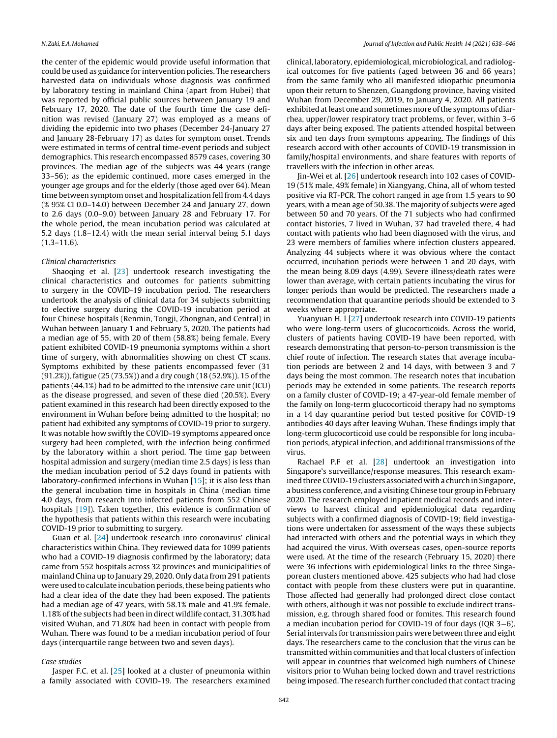the center of the epidemic would provide useful information that could be used as guidance for intervention policies. The researchers harvested data on individuals whose diagnosis was confirmed by laboratory testing in mainland China (apart from Hubei) that was reported by official public sources between January 19 and February 17, 2020. The date of the fourth time the case definition was revised (January 27) was employed as a means of dividing the epidemic into two phases (December 24-January 27 and January 28-February 17) as dates for symptom onset. Trends were estimated in terms of central time-event periods and subject demographics. This research encompassed 8579 cases, covering 30 provinces. The median age of the subjects was 44 years (range 33–56); as the epidemic continued, more cases emerged in the younger age groups and for the elderly (those aged over 64). Mean time between symptom onset and hospitalization fell from 4.4 days (% 95% CI 0.0–14.0) between December 24 and January 27, down to 2.6 days (0.0–9.0) between January 28 and February 17. For the whole period, the mean incubation period was calculated at 5.2 days (1.8–12.4) with the mean serial interval being 5.1 days (1.3–11.6).

*Clinical characteristics*

Shaoqing et al. [23] undertook research investigating the clinical characteristics and outcomes for patients submitting to surgery in the COVID-19 incubation period. The researchers undertook the analysis of clinical data for 34 subjects submitting to elective surgery during the COVID-19 incubation period at four Chinese hospitals (Renmin, Tongji, Zhongnan, and Central) in Wuhan between January 1 and February 5, 2020. The patients had a median age of 55, with 20 of them (58.8%) being female. Every patient exhibited COVID-19 pneumonia symptoms within a short time of surgery, with abnormalities showing on chest CT scans. Symptoms exhibited by these patients encompassed fever (31 (91.2%)), fatigue (25 (73.5%)) and a dry cough (18 (52.9%)). 15 of the patients (44.1%) had to be admitted to the intensive care unit (ICU) as the disease progressed, and seven of these died (20.5%). Every patient examined in this research had been directly exposed to the environment in Wuhan before being admitted to the hospital; no patient had exhibited any symptoms of COVID-19 prior to surgery. It was notable how swiftly the COVID-19 symptoms appeared once surgery had been completed, with the infection being confirmed by the laboratory within a short period. The time gap between hospital admission and surgery (median time 2.5 days) is less than the median incubation period of 5.2 days found in patients with laboratory-confirmed infections in Wuhan [15]; it is also less than the general incubation time in hospitals in China (median time 4.0 days, from research into infected patients from 552 Chinese hospitals [19]). Taken together, this evidence is confirmation of the hypothesis that patients within this research were incubating COVID-19 prior to submitting to surgery.

Guan et al. [24] undertook research into coronavirus' clinical characteristics within China. They reviewed data for 1099 patients who had a COVID-19 diagnosis confirmed by the laboratory; data came from 552 hospitals across 32 provinces and municipalities of mainland China up to January 29, 2020. Only data from 291 patients were used to calculate incubation periods, these being patients who had a clear idea of the date they had been exposed. The patients had a median age of 47 years, with 58.1% male and 41.9% female. 1.18% of the subjects had been in direct wildlife contact, 31.30% had visited Wuhan, and 71.80% had been in contact with people from Wuhan. There was found to be a median incubation period of four days (interquartile range between two and seven days).

*Case studies*

Jasper F.C. et al. [25] looked at a cluster of pneumonia within a family associated with COVID-19. The researchers examined clinical, laboratory, epidemiological, microbiological, and radiological outcomes for five patients (aged between 36 and 66 years) from the same family who all manifested idiopathic pneumonia upon their return to Shenzen, Guangdong province, having visited Wuhan from December 29, 2019, to January 4, 2020. All patients exhibited at least one and sometimes more of the symptoms of diarrhea, upper/lower respiratory tract problems, or fever, within 3–6 days after being exposed. The patients attended hospital between six and ten days from symptoms appearing. The findings of this research accord with other accounts of COVID-19 transmission in family/hospital environments, and share features with reports of travellers with the infection in other areas.

Jin-Wei et al. [26] undertook research into 102 cases of COVID-19 (51% male, 49% female) in Xiangyang, China, all of whom tested positive via RT-PCR. The cohort ranged in age from 1.5 years to 90 years, with a mean age of 50.38. The majority of subjects were aged between 50 and 70 years. Of the 71 subjects who had confirmed contact histories, 7 lived in Wuhan, 37 had traveled there, 4 had contact with patients who had been diagnosed with the virus, and 23 were members of families where infection clusters appeared. Analyzing 44 subjects where it was obvious where the contact occurred, incubation periods were between 1 and 20 days, with the mean being 8.09 days (4.99). Severe illness/death rates were lower than average, with certain patients incubating the virus for longer periods than would be predicted. The researchers made a recommendation that quarantine periods should be extended to 3 weeks where appropriate.

Yuanyuan H. I [27] undertook research into COVID-19 patients who were long-term users of glucocorticoids. Across the world, clusters of patients having COVID-19 have been reported, with research demonstrating that person-to-person transmission is the chief route of infection. The research states that average incubation periods are between 2 and 14 days, with between 3 and 7 days being the most common. The research notes that incubation periods may be extended in some patients. The research reports on a family cluster of COVID-19; a 47-year-old female member of the family on long-term glucocorticoid therapy had no symptoms in a 14 day quarantine period but tested positive for COVID-19 antibodies 40 days after leaving Wuhan. These findings imply that long-term glucocorticoid use could be responsible for long incubation periods, atypical infection, and additional transmissions of the virus.

Rachael P.F et al. [28] undertook an investigation into Singapore's surveillance/response measures. This research examined three COVID-19 clusters associated with a church in Singapore, a business conference, and a visiting Chinese tour group in February 2020. The research employed inpatient medical records and interviews to harvest clinical and epidemiological data regarding subjects with a confirmed diagnosis of COVID-19; field investigations were undertaken for assessment of the ways these subjects had interacted with others and the potential ways in which they had acquired the virus. With overseas cases, open-source reports were used. At the time of the research (February 15, 2020) there were 36 infections with epidemiological links to the three Singaporean clusters mentioned above. 425 subjects who had had close contact with people from these clusters were put in quarantine. Those affected had generally had prolonged direct close contact with others, although it was not possible to exclude indirect transmission, e.g. through shared food or fomites. This research found a median incubation period for COVID-19 of four days (IQR 3–6). Serial intervals for transmission pairs were between three and eight days. The researchers came to the conclusion that the virus can be transmitted within communities and that local clusters of infection will appear in countries that welcomed high numbers of Chinese visitors prior to Wuhan being locked down and travel restrictions being imposed. The research further concluded that contact tracing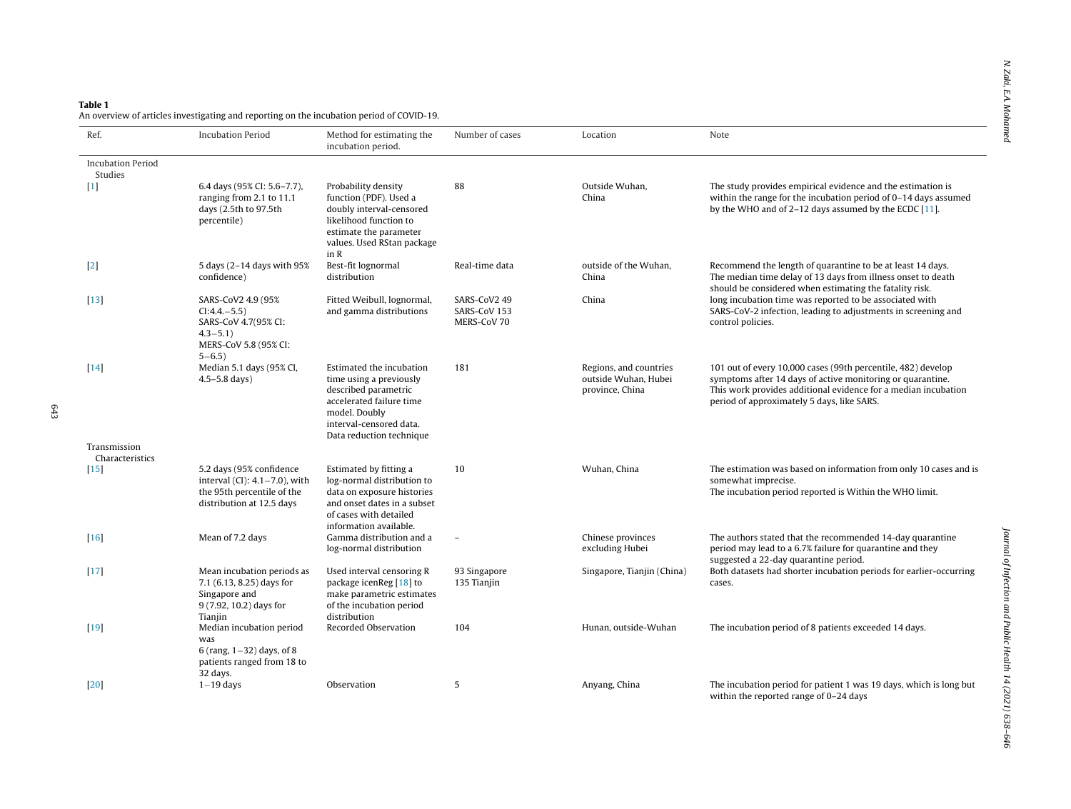**Table 1**
An overview of articles investigating and reporting on the incubation period of COVID-19.

| Ref. | Incubation Period | Method for estimating the incubation period. | Number of cases | Location | Note |
|---|---|---|---|---|---|
| Incubation Period Studies | | | | | |
| [1] | 6.4 days (95% CI: 5.6–7.7), ranging from 2.1 to 11.1 days (2.5th to 97.5th percentile) | Probability density function (PDF). Used a doubly interval-censored likelihood function to estimate the parameter values. Used RStan package in R | 88 | Outside Wuhan, China | The study provides empirical evidence and the estimation is within the range for the incubation period of 0–14 days assumed by the WHO and of 2–12 days assumed by the ECDC [11]. |
| [2] | 5 days (2–14 days with 95% confidence) | Best-fit lognormal distribution | Real-time data | outside of the Wuhan, China | Recommend the length of quarantine to be at least 14 days. The median time delay of 13 days from illness onset to death should be considered when estimating the fatality risk. |
| [13] | SARS-CoV2 4.9 (95% CI:4.4.−5.5) SARS-CoV 4.7(95% CI: 4.3−5.1) MERS-CoV 5.8 (95% CI: 5−6.5) | Fitted Weibull, lognormal, and gamma distributions | SARS-CoV2 49 SARS-CoV 153 MERS-CoV 70 | China | long incubation time was reported to be associated with SARS-CoV-2 infection, leading to adjustments in screening and control policies. |
| [14] | Median 5.1 days (95% CI, 4.5–5.8 days) | Estimated the incubation time using a previously described parametric accelerated failure time model. Doubly interval-censored data. Data reduction technique | 181 | Regions, and countries outside Wuhan, Hubei province, China | 101 out of every 10,000 cases (99th percentile, 482) develop symptoms after 14 days of active monitoring or quarantine. This work provides additional evidence for a median incubation period of approximately 5 days, like SARS. |
| Transmission Characteristics | | | | | |
| [15] | 5.2 days (95% confidence interval (CI): 4.1−7.0), with the 95th percentile of the distribution at 12.5 days | Estimated by fitting a log-normal distribution to data on exposure histories and onset dates in a subset of cases with detailed information available. | 10 | Wuhan, China | The estimation was based on information from only 10 cases and is somewhat imprecise. The incubation period reported is Within the WHO limit. |
| [16] | Mean of 7.2 days | Gamma distribution and a log-normal distribution | – | Chinese provinces excluding Hubei | The authors stated that the recommended 14-day quarantine period may lead to a 6.7% failure for quarantine and they suggested a 22-day quarantine period. |
| [17] | Mean incubation periods as 7.1 (6.13, 8.25) days for Singapore and 9 (7.92, 10.2) days for Tianjin | Used interval censoring R package icenReg [18] to make parametric estimates of the incubation period distribution | 93 Singapore 135 Tianjin | Singapore, Tianjin (China) | Both datasets had shorter incubation periods for earlier-occurring cases. |
| [19] | Median incubation period was 6 (rang, 1−32) days, of 8 patients ranged from 18 to 32 days. | Recorded Observation | 104 | Hunan, outside-Wuhan | The incubation period of 8 patients exceeded 14 days. |
| [20] | 1−19 days | Observation | 5 | Anyang, China | The incubation period for patient 1 was 19 days, which is long but within the reported range of 0–24 days |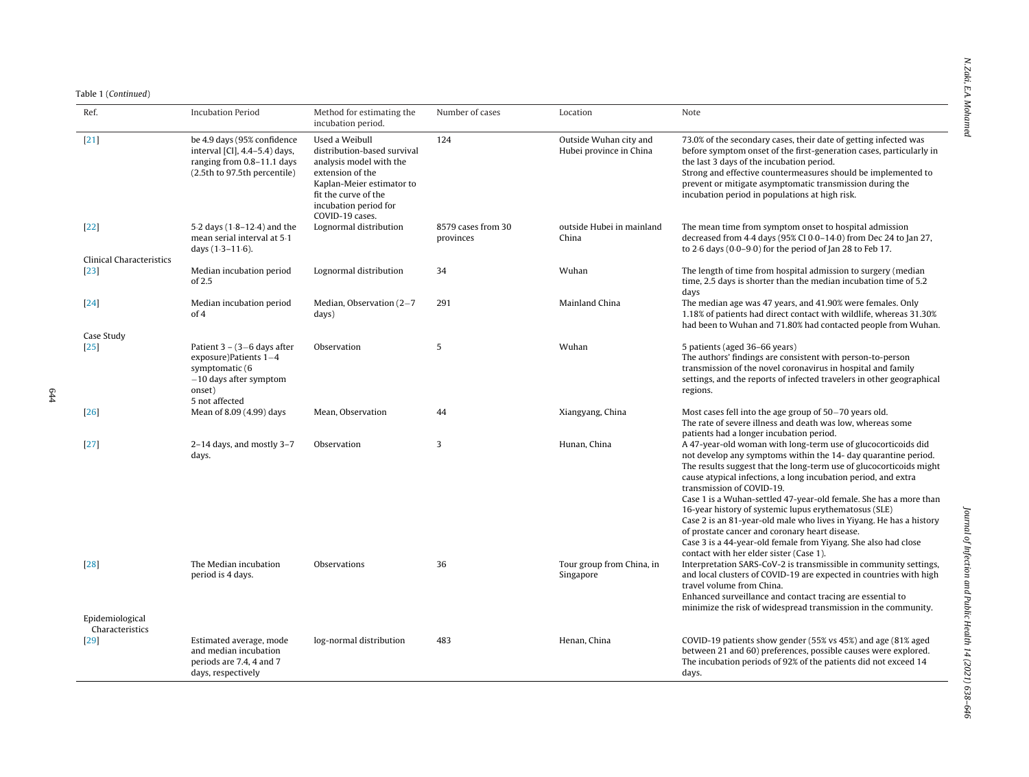Table 1 (*Continued*)

| Ref. | Incubation Period | Method for estimating the incubation period. | Number of cases | Location | Note |
|---|---|---|---|---|---|
| [21] | be 4.9 days (95% confidence interval [CI], 4.4–5.4) days, ranging from 0.8–11.1 days (2.5th to 97.5th percentile) | Used a Weibull distribution-based survival analysis model with the extension of the Kaplan-Meier estimator to fit the curve of the incubation period for COVID-19 cases. | 124 | Outside Wuhan city and Hubei province in China | 73.0% of the secondary cases, their date of getting infected was before symptom onset of the first-generation cases, particularly in the last 3 days of the incubation period. Strong and effective countermeasures should be implemented to prevent or mitigate asymptomatic transmission during the incubation period in populations at high risk. |
| [22] | 5·2 days (1·8–12·4) and the mean serial interval at 5·1 days (1·3–11·6). | Lognormal distribution | 8579 cases from 30 provinces | outside Hubei in mainland China | The mean time from symptom onset to hospital admission decreased from 4·4 days (95% CI 0·0–14·0) from Dec 24 to Jan 27, to 2·6 days (0·0–9·0) for the period of Jan 28 to Feb 17. |
| Clinical Characteristics | | | | | |
| [23] | Median incubation period of 2.5 | Lognormal distribution | 34 | Wuhan | The length of time from hospital admission to surgery (median time, 2.5 days is shorter than the median incubation time of 5.2 days |
| [24] | Median incubation period of 4 | Median, Observation (2−7 days) | 291 | Mainland China | The median age was 47 years, and 41.90% were females. Only 1.18% of patients had direct contact with wildlife, whereas 31.30% had been to Wuhan and 71.80% had contacted people from Wuhan. |
| Case Study | | | | | |
| [25] | Patient 3 – (3−6 days after exposure)Patients 1−4 symptomatic (6 −10 days after symptom onset) 5 not affected | Observation | 5 | Wuhan | 5 patients (aged 36–66 years) The authors' findings are consistent with person-to-person transmission of the novel coronavirus in hospital and family settings, and the reports of infected travelers in other geographical regions. |
| [26] | Mean of 8.09 (4.99) days | Mean, Observation | 44 | Xiangyang, China | Most cases fell into the age group of 50−70 years old. The rate of severe illness and death was low, whereas some patients had a longer incubation period. |
| [27] | 2–14 days, and mostly 3–7 days. | Observation | 3 | Hunan, China | A 47-year-old woman with long-term use of glucocorticoids did not develop any symptoms within the 14- day quarantine period. The results suggest that the long-term use of glucocorticoids might cause atypical infections, a long incubation period, and extra transmission of COVID-19. Case 1 is a Wuhan-settled 47-year-old female. She has a more than 16-year history of systemic lupus erythematosus (SLE) Case 2 is an 81-year-old male who lives in Yiyang. He has a history of prostate cancer and coronary heart disease. Case 3 is a 44-year-old female from Yiyang. She also had close contact with her elder sister (Case 1). |
| [28] | The Median incubation period is 4 days. | Observations | 36 | Tour group from China, in Singapore | Interpretation SARS-CoV-2 is transmissible in community settings, and local clusters of COVID-19 are expected in countries with high travel volume from China. Enhanced surveillance and contact tracing are essential to minimize the risk of widespread transmission in the community. |
| Epidemiological Characteristics | | | | | |
| [29] | Estimated average, mode and median incubation periods are 7.4, 4 and 7 days, respectively | log-normal distribution | 483 | Henan, China | COVID-19 patients show gender (55% vs 45%) and age (81% aged between 21 and 60) preferences, possible causes were explored. The incubation periods of 92% of the patients did not exceed 14 days. |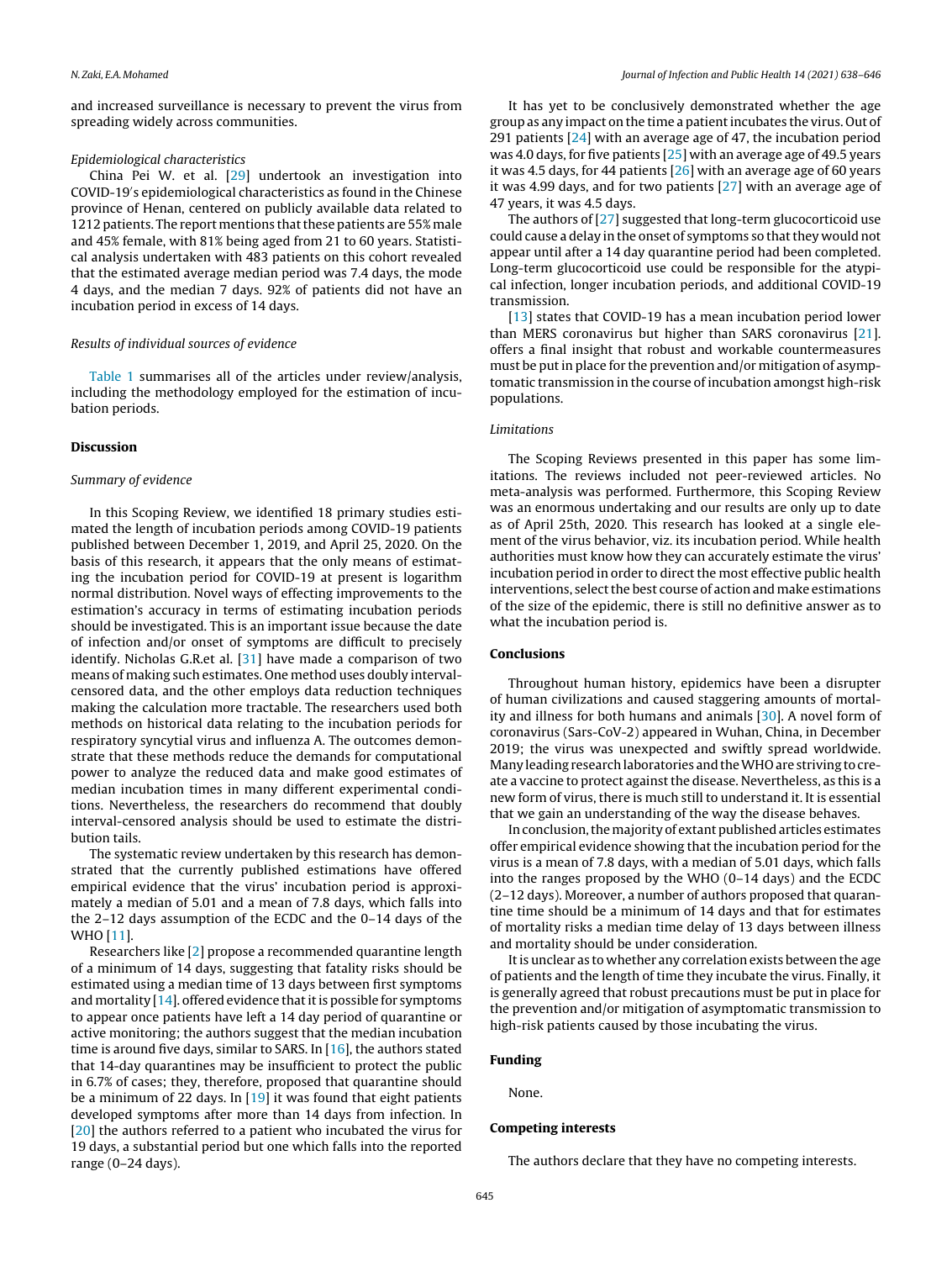and increased surveillance is necessary to prevent the virus from spreading widely across communities.

*Epidemiological characteristics*

China Pei W. et al. [29] undertook an investigation into COVID-19′s epidemiological characteristics as found in the Chinese province of Henan, centered on publicly available data related to 1212 patients. The report mentions that these patients are 55% male and 45% female, with 81% being aged from 21 to 60 years. Statistical analysis undertaken with 483 patients on this cohort revealed that the estimated average median period was 7.4 days, the mode 4 days, and the median 7 days. 92% of patients did not have an incubation period in excess of 14 days.

*Results of individual sources of evidence*

Table 1 summarises all of the articles under review/analysis, including the methodology employed for the estimation of incubation periods.

## Discussion

*Summary of evidence*

In this Scoping Review, we identified 18 primary studies estimated the length of incubation periods among COVID-19 patients published between December 1, 2019, and April 25, 2020. On the basis of this research, it appears that the only means of estimating the incubation period for COVID-19 at present is logarithm normal distribution. Novel ways of effecting improvements to the estimation's accuracy in terms of estimating incubation periods should be investigated. This is an important issue because the date of infection and/or onset of symptoms are difficult to precisely identify. Nicholas G.R.et al. [31] have made a comparison of two means of making such estimates. One method uses doubly interval-censored data, and the other employs data reduction techniques making the calculation more tractable. The researchers used both methods on historical data relating to the incubation periods for respiratory syncytial virus and influenza A. The outcomes demonstrate that these methods reduce the demands for computational power to analyze the reduced data and make good estimates of median incubation times in many different experimental conditions. Nevertheless, the researchers do recommend that doubly interval-censored analysis should be used to estimate the distribution tails.

The systematic review undertaken by this research has demonstrated that the currently published estimations have offered empirical evidence that the virus' incubation period is approximately a median of 5.01 and a mean of 7.8 days, which falls into the 2–12 days assumption of the ECDC and the 0–14 days of the WHO [11].

Researchers like [2] propose a recommended quarantine length of a minimum of 14 days, suggesting that fatality risks should be estimated using a median time of 13 days between first symptoms and mortality [14]. offered evidence that it is possible for symptoms to appear once patients have left a 14 day period of quarantine or active monitoring; the authors suggest that the median incubation time is around five days, similar to SARS. In [16], the authors stated that 14-day quarantines may be insufficient to protect the public in 6.7% of cases; they, therefore, proposed that quarantine should be a minimum of 22 days. In [19] it was found that eight patients developed symptoms after more than 14 days from infection. In [20] the authors referred to a patient who incubated the virus for 19 days, a substantial period but one which falls into the reported range (0–24 days).

It has yet to be conclusively demonstrated whether the age group as any impact on the time a patient incubates the virus. Out of 291 patients [24] with an average age of 47, the incubation period was 4.0 days, for five patients [25] with an average age of 49.5 years it was 4.5 days, for 44 patients [26] with an average age of 60 years it was 4.99 days, and for two patients [27] with an average age of 47 years, it was 4.5 days.

The authors of [27] suggested that long-term glucocorticoid use could cause a delay in the onset of symptoms so that they would not appear until after a 14 day quarantine period had been completed. Long-term glucocorticoid use could be responsible for the atypical infection, longer incubation periods, and additional COVID-19 transmission.

[13] states that COVID-19 has a mean incubation period lower than MERS coronavirus but higher than SARS coronavirus [21]. offers a final insight that robust and workable countermeasures must be put in place for the prevention and/or mitigation of asymptomatic transmission in the course of incubation amongst high-risk populations.

*Limitations*

The Scoping Reviews presented in this paper has some limitations. The reviews included not peer-reviewed articles. No meta-analysis was performed. Furthermore, this Scoping Review was an enormous undertaking and our results are only up to date as of April 25th, 2020. This research has looked at a single element of the virus behavior, viz. its incubation period. While health authorities must know how they can accurately estimate the virus' incubation period in order to direct the most effective public health interventions, select the best course of action and make estimations of the size of the epidemic, there is still no definitive answer as to what the incubation period is.

## Conclusions

Throughout human history, epidemics have been a disrupter of human civilizations and caused staggering amounts of mortality and illness for both humans and animals [30]. A novel form of coronavirus (Sars-CoV-2) appeared in Wuhan, China, in December 2019; the virus was unexpected and swiftly spread worldwide. Many leading research laboratories and the WHO are striving to create a vaccine to protect against the disease. Nevertheless, as this is a new form of virus, there is much still to understand it. It is essential that we gain an understanding of the way the disease behaves.

In conclusion, the majority of extant published articles estimates offer empirical evidence showing that the incubation period for the virus is a mean of 7.8 days, with a median of 5.01 days, which falls into the ranges proposed by the WHO (0–14 days) and the ECDC (2–12 days). Moreover, a number of authors proposed that quarantine time should be a minimum of 14 days and that for estimates of mortality risks a median time delay of 13 days between illness and mortality should be under consideration.

It is unclear as to whether any correlation exists between the age of patients and the length of time they incubate the virus. Finally, it is generally agreed that robust precautions must be put in place for the prevention and/or mitigation of asymptomatic transmission to high-risk patients caused by those incubating the virus.

## Funding

None.

## Competing interests

The authors declare that they have no competing interests.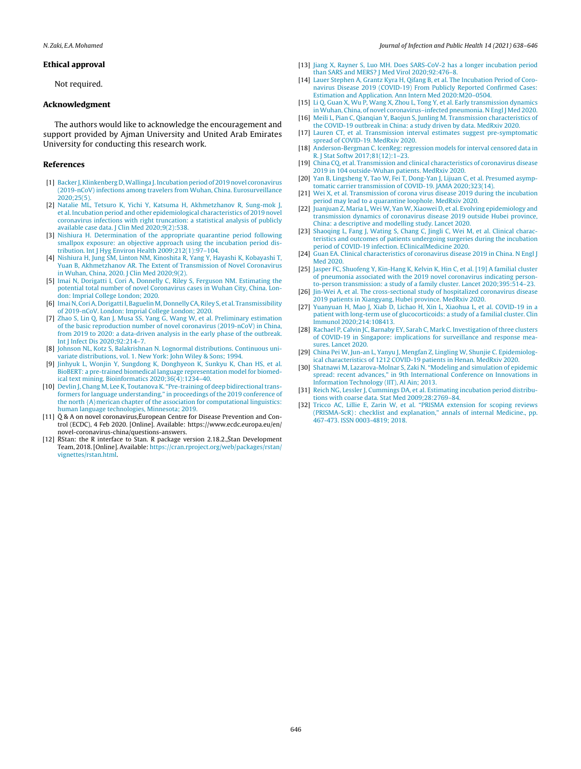## Ethical approval

Not required.

## Acknowledgment

The authors would like to acknowledge the encouragement and support provided by Ajman University and United Arab Emirates University for conducting this research work.

## References

[1] Backer J, Klinkenberg D, Wallinga J. Incubation period of 2019 novel coronavirus (2019-nCoV) infections among travelers from Wuhan, China. Eurosurveillance 2020;25(5).

[2] Natalie ML, Tetsuro K, Yichi Y, Katsuma H, Akhmetzhanov R, Sung-mok J, et al. Incubation period and other epidemiological characteristics of 2019 novel coronavirus infections with right truncation: a statistical analysis of publicly available case data. J Clin Med 2020;9(2):538.

[3] Nishiura H. Determination of the appropriate quarantine period following smallpox exposure: an objective approach using the incubation period distribution. Int J Hyg Environ Health 2009;212(1):97–104.

[4] Nishiura H, Jung SM, Linton NM, Kinoshita R, Yang Y, Hayashi K, Kobayashi T, Yuan B, Akhmetzhanov AR. The Extent of Transmission of Novel Coronavirus in Wuhan, China, 2020. J Clin Med 2020;9(2).

[5] Imai N, Dorigatti I, Cori A, Donnelly C, Riley S, Ferguson NM. Estimating the potential total number of novel Coronavirus cases in Wuhan City, China. London: Imprial College London; 2020.

[6] Imai N, Cori A, Dorigatti I, Baguelin M, Donnelly CA, Riley S, et al. Transmissibility of 2019-nCoV. London: Imprial College London; 2020.

[7] Zhao S, Lin Q, Ran J, Musa SS, Yang G, Wang W, et al. Preliminary estimation of the basic reproduction number of novel coronavirus (2019-nCoV) in China, from 2019 to 2020: a data-driven analysis in the early phase of the outbreak. Int J Infect Dis 2020;92:214–7.

[8] Johnson NL, Kotz S, Balakrishnan N. Lognormal distributions. Continuous univariate distributions, vol. 1. New York: John Wiley & Sons; 1994.

[9] Jinhyuk L, Wonjin Y, Sungdong K, Donghyeon K, Sunkyu K, Chan HS, et al. BioBERT: a pre-trained biomedical language representation model for biomedical text mining. Bioinformatics 2020;36(4):1234–40.

[10] Devlin J, Chang M, Lee K, Toutanova K. "Pre-training of deep bidirectional transformers for language understanding," in proceedings of the 2019 conference of the north {A}merican chapter of the association for computational linguistics: human language technologies, Minnesota; 2019.

[11] Q̈ & A on novel coronavirus,Ëuropean Centre for Disease Prevention and Control (ECDC), 4 Feb 2020. [Online]. Available: https://www.ecdc.europa.eu/en/novel-coronavirus-china/questions-answers.

[12] R̈Stan: the R interface to Stan. R package version 2.18.2.,S̈tan Development Team, 2018. [Online]. Available: https://cran.rproject.org/web/packages/rstan/vignettes/rstan.html.

[13] Jiang X, Rayner S, Luo MH. Does SARS-CoV-2 has a longer incubation period than SARS and MERS? J Med Virol 2020;92:476–8.

[14] Lauer Stephen A, Grantz Kyra H, Qifang B, et al. The Incubation Period of Coronavirus Disease 2019 (COVID-19) From Publicly Reported Confirmed Cases: Estimation and Application. Ann Intern Med 2020:M20–0504.

[15] Li Q, Guan X, Wu P, Wang X, Zhou L, Tong Y, et al. Early transmission dynamics in Wuhan, China, of novel coronavirus–infected pneumonia. N Engl J Med 2020.

[16] Meili L, Pian C, Qianqian Y, Baojun S, Junling M. Transmission characteristics of the COVID-19 outbreak in China: a study driven by data. MedRxiv 2020.

[17] Lauren CT, et al. Transmission interval estimates suggest pre-symptomatic spread of COVID-19. MedRxiv 2020.

[18] Anderson-Bergman C. IcenReg: regression models for interval censored data in R. J Stat Softw 2017;81(12):1–23.

[19] China CQ, et al. Transmission and clinical characteristics of coronavirus disease 2019 in 104 outside-Wuhan patients. MedRxiv 2020.

[20] Yan B, Lingsheng Y, Tao W, Fei T, Dong-Yan J, Lijuan C, et al. Presumed asymptomatic carrier transmission of COVID-19. JAMA 2020;323(14).

[21] Wei X, et al. Transmission of corona virus disease 2019 during the incubation period may lead to a quarantine loophole. MedRxiv 2020.

[22] Juanjuan Z, Maria L, Wei W, Yan W, Xiaowei D, et al. Evolving epidemiology and transmission dynamics of coronavirus disease 2019 outside Hubei province, China: a descriptive and modelling study. Lancet 2020.

[23] Shaoqing L, Fang J, Wating S, Chang C, Jingli C, Wei M, et al. Clinical characteristics and outcomes of patients undergoing surgeries during the incubation period of COVID-19 infection. EClinicalMedicine 2020.

[24] Guan EA. Clinical characteristics of coronavirus disease 2019 in China. N Engl J Med 2020.

[25] Jasper FC, Shuofeng Y, Kin-Hang K, Kelvin K, Hin C, et al. [19] A familial cluster of pneumonia associated with the 2019 novel coronavirus indicating person-to-person transmission: a study of a family cluster. Lancet 2020;395:514–23.

[26] Jin-Wei A, et al. The cross-sectional study of hospitalized coronavirus disease 2019 patients in Xiangyang, Hubei province. MedRxiv 2020.

[27] Yuanyuan H, Mao J, Xiab D, Lichao H, Xin L, Xiaohua L, et al. COVID-19 in a patient with long-term use of glucocorticoids: a study of a familial cluster. Clin Immunol 2020;214:108413.

[28] Rachael P, Calvin JC, Barnaby EY, Sarah C, Mark C. Investigation of three clusters of COVID-19 in Singapore: implications for surveillance and response measures. Lancet 2020.

[29] China Pei W, Jun-an L, Yanyu J, Mengfan Z, Lingling W, Shunjie C. Epidemiological characteristics of 1212 COVID-19 patients in Henan. MedRxiv 2020.

[30] Shatnawi M, Lazarova-Molnar S, Zaki N. "Modeling and simulation of epidemic spread: recent advances," in 9th International Conference on Innovations in Information Technology (IIT), Al Ain; 2013.

[31] Reich NG, Lessler J, Cummings DA, et al. Estimating incubation period distributions with coarse data. Stat Med 2009;28:2769–84.

[32] Tricco AC, Lillie E, Zarin W, et al. "PRISMA extension for scoping reviews (PRISMA-ScR): checklist and explanation," annals of internal Medicine., pp. 467-473. ISSN 0003-4819; 2018.